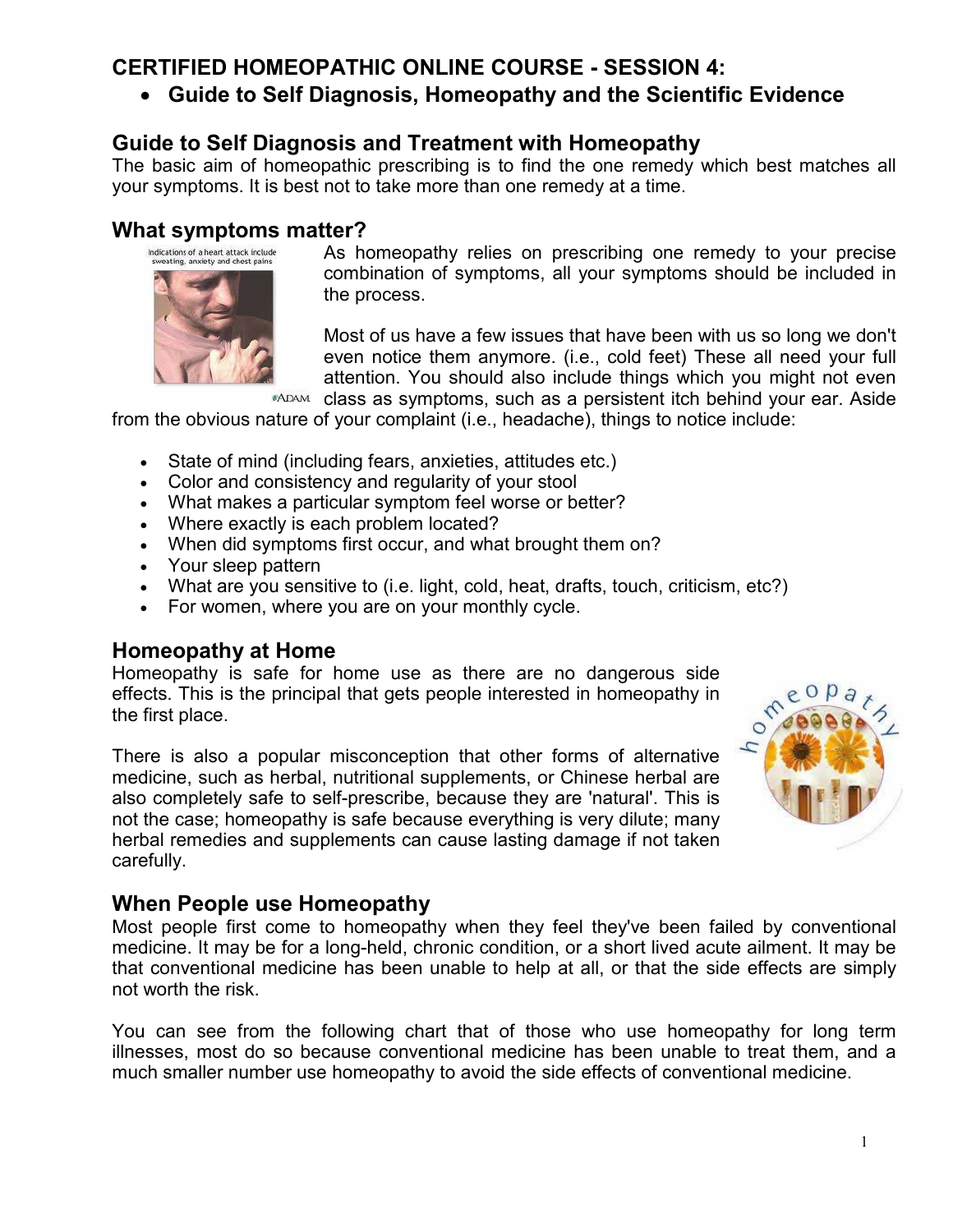## CERTIFIED HOMEOPATHIC ONLINE COURSE - SESSION 4:

- **Guide to Self Diagnosis, Homeopathy and the Scientific Evidence**

## Guide to Self Diagnosis and Treatment with Homeopathy

The basic aim of homeopathic prescribing is to find the one remedy which best matches all your symptoms. It is best not to take more than one remedy at a time.

## What symptoms matter?

As homeopathy relies on prescribing one remedy to your precise combination of symptoms, all your symptoms should be included in the process.

Most of us have a few issues that have been with us so long we don't even notice them anymore. (i.e., cold feet) These all need your full attention. You should also include things which you might not even class as symptoms, such as a persistent itch behind your ear. Aside from the obvious nature of your complaint (i.e., headache), things to notice include:

- State of mind (including fears, anxieties, attitudes etc.)
- Color and consistency and regularity of your stool
- What makes a particular symptom feel worse or better?
- Where exactly is each problem located?
- When did symptoms first occur, and what brought them on?
- Your sleep pattern
- What are you sensitive to (i.e. light, cold, heat, drafts, touch, criticism, etc?)
- For women, where you are on your monthly cycle.

## Homeopathy at Home

Homeopathy is safe for home use as there are no dangerous side effects. This is the principal that gets people interested in homeopathy in the first place.

There is also a popular misconception that other forms of alternative medicine, such as herbal, nutritional supplements, or Chinese herbal are also completely safe to self-prescribe, because they are 'natural'. This is not the case; homeopathy is safe because everything is very dilute; many herbal remedies and supplements can cause lasting damage if not taken carefully.

## When People use Homeopathy

Most people first come to homeopathy when they feel they've been failed by conventional medicine. It may be for a long-held, chronic condition, or a short lived acute ailment. It may be that conventional medicine has been unable to help at all, or that the side effects are simply not worth the risk.

You can see from the following chart that of those who use homeopathy for long term illnesses, most do so because conventional medicine has been unable to treat them, and a much smaller number use homeopathy to avoid the side effects of conventional medicine.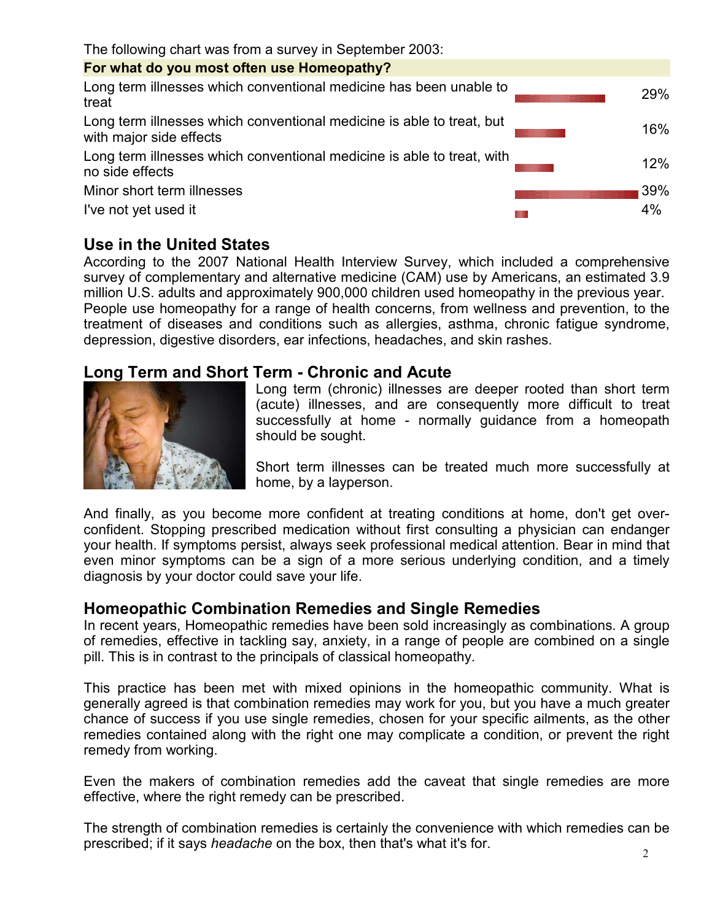The following chart was from a survey in September 2003:

| For what do you most often use Homeopathy? | |
|---|---|
| Long term illnesses which conventional medicine has been unable to treat | 29% |
| Long term illnesses which conventional medicine is able to treat, but with major side effects | 16% |
| Long term illnesses which conventional medicine is able to treat, with no side effects | 12% |
| Minor short term illnesses | 39% |
| I've not yet used it | 4% |

## Use in the United States

According to the 2007 National Health Interview Survey, which included a comprehensive survey of complementary and alternative medicine (CAM) use by Americans, an estimated 3.9 million U.S. adults and approximately 900,000 children used homeopathy in the previous year. People use homeopathy for a range of health concerns, from wellness and prevention, to the treatment of diseases and conditions such as allergies, asthma, chronic fatigue syndrome, depression, digestive disorders, ear infections, headaches, and skin rashes.

## Long Term and Short Term - Chronic and Acute

Long term (chronic) illnesses are deeper rooted than short term (acute) illnesses, and are consequently more difficult to treat successfully at home - normally guidance from a homeopath should be sought.

Short term illnesses can be treated much more successfully at home, by a layperson.

And finally, as you become more confident at treating conditions at home, don't get over-confident. Stopping prescribed medication without first consulting a physician can endanger your health. If symptoms persist, always seek professional medical attention. Bear in mind that even minor symptoms can be a sign of a more serious underlying condition, and a timely diagnosis by your doctor could save your life.

## Homeopathic Combination Remedies and Single Remedies

In recent years, Homeopathic remedies have been sold increasingly as combinations. A group of remedies, effective in tackling say, anxiety, in a range of people are combined on a single pill. This is in contrast to the principals of classical homeopathy.

This practice has been met with mixed opinions in the homeopathic community. What is generally agreed is that combination remedies may work for you, but you have a much greater chance of success if you use single remedies, chosen for your specific ailments, as the other remedies contained along with the right one may complicate a condition, or prevent the right remedy from working.

Even the makers of combination remedies add the caveat that single remedies are more effective, where the right remedy can be prescribed.

The strength of combination remedies is certainly the convenience with which remedies can be prescribed; if it says *headache* on the box, then that's what it's for.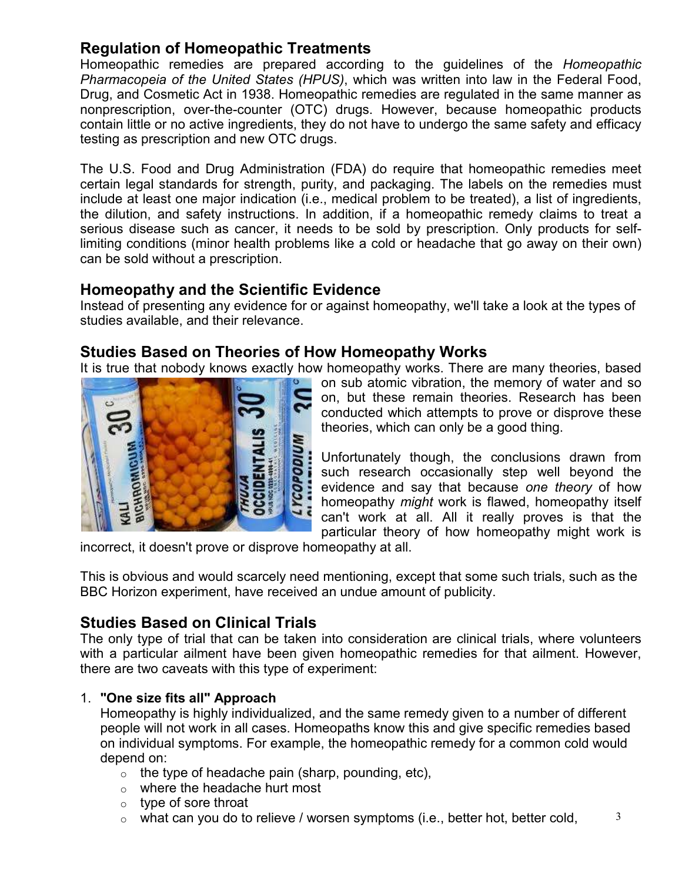## Regulation of Homeopathic Treatments

Homeopathic remedies are prepared according to the guidelines of the *Homeopathic Pharmacopeia of the United States (HPUS)*, which was written into law in the Federal Food, Drug, and Cosmetic Act in 1938. Homeopathic remedies are regulated in the same manner as nonprescription, over-the-counter (OTC) drugs. However, because homeopathic products contain little or no active ingredients, they do not have to undergo the same safety and efficacy testing as prescription and new OTC drugs.

The U.S. Food and Drug Administration (FDA) do require that homeopathic remedies meet certain legal standards for strength, purity, and packaging. The labels on the remedies must include at least one major indication (i.e., medical problem to be treated), a list of ingredients, the dilution, and safety instructions. In addition, if a homeopathic remedy claims to treat a serious disease such as cancer, it needs to be sold by prescription. Only products for self-limiting conditions (minor health problems like a cold or headache that go away on their own) can be sold without a prescription.

## Homeopathy and the Scientific Evidence

Instead of presenting any evidence for or against homeopathy, we'll take a look at the types of studies available, and their relevance.

## Studies Based on Theories of How Homeopathy Works

It is true that nobody knows exactly how homeopathy works. There are many theories, based on sub atomic vibration, the memory of water and so on, but these remain theories. Research has been conducted which attempts to prove or disprove these theories, which can only be a good thing.

Unfortunately though, the conclusions drawn from such research occasionally step well beyond the evidence and say that because *one theory* of how homeopathy *might* work is flawed, homeopathy itself can't work at all. All it really proves is that the particular theory of how homeopathy might work is incorrect, it doesn't prove or disprove homeopathy at all.

This is obvious and would scarcely need mentioning, except that some such trials, such as the BBC Horizon experiment, have received an undue amount of publicity.

## Studies Based on Clinical Trials

The only type of trial that can be taken into consideration are clinical trials, where volunteers with a particular ailment have been given homeopathic remedies for that ailment. However, there are two caveats with this type of experiment:

1. **"One size fits all" Approach**
   Homeopathy is highly individualized, and the same remedy given to a number of different people will not work in all cases. Homeopaths know this and give specific remedies based on individual symptoms. For example, the homeopathic remedy for a common cold would depend on:
   - the type of headache pain (sharp, pounding, etc),
   - where the headache hurt most
   - type of sore throat
   - what can you do to relieve / worsen symptoms (i.e., better hot, better cold,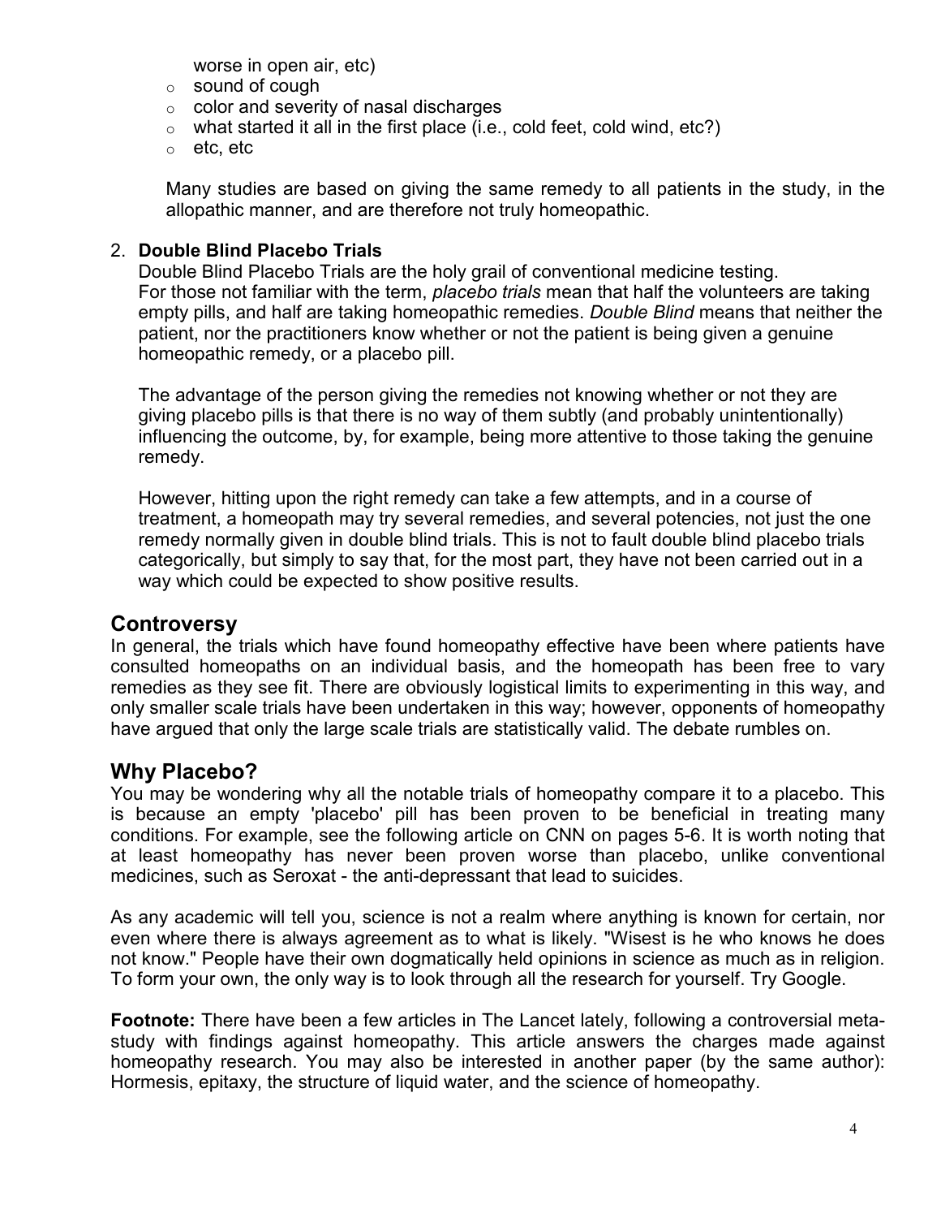worse in open air, etc)
   - sound of cough
   - color and severity of nasal discharges
   - what started it all in the first place (i.e., cold feet, cold wind, etc?)
   - etc, etc

   Many studies are based on giving the same remedy to all patients in the study, in the allopathic manner, and are therefore not truly homeopathic.

2. **Double Blind Placebo Trials**
   Double Blind Placebo Trials are the holy grail of conventional medicine testing.
   For those not familiar with the term, *placebo trials* mean that half the volunteers are taking empty pills, and half are taking homeopathic remedies. *Double Blind* means that neither the patient, nor the practitioners know whether or not the patient is being given a genuine homeopathic remedy, or a placebo pill.

   The advantage of the person giving the remedies not knowing whether or not they are giving placebo pills is that there is no way of them subtly (and probably unintentionally) influencing the outcome, by, for example, being more attentive to those taking the genuine remedy.

   However, hitting upon the right remedy can take a few attempts, and in a course of treatment, a homeopath may try several remedies, and several potencies, not just the one remedy normally given in double blind trials. This is not to fault double blind placebo trials categorically, but simply to say that, for the most part, they have not been carried out in a way which could be expected to show positive results.

## Controversy

In general, the trials which have found homeopathy effective have been where patients have consulted homeopaths on an individual basis, and the homeopath has been free to vary remedies as they see fit. There are obviously logistical limits to experimenting in this way, and only smaller scale trials have been undertaken in this way; however, opponents of homeopathy have argued that only the large scale trials are statistically valid. The debate rumbles on.

## Why Placebo?

You may be wondering why all the notable trials of homeopathy compare it to a placebo. This is because an empty 'placebo' pill has been proven to be beneficial in treating many conditions. For example, see the following article on CNN on pages 5-6. It is worth noting that at least homeopathy has never been proven worse than placebo, unlike conventional medicines, such as Seroxat - the anti-depressant that lead to suicides.

As any academic will tell you, science is not a realm where anything is known for certain, nor even where there is always agreement as to what is likely. "Wisest is he who knows he does not know." People have their own dogmatically held opinions in science as much as in religion. To form your own, the only way is to look through all the research for yourself. Try Google.

**Footnote:** There have been a few articles in The Lancet lately, following a controversial meta-study with findings against homeopathy. This article answers the charges made against homeopathy research. You may also be interested in another paper (by the same author): Hormesis, epitaxy, the structure of liquid water, and the science of homeopathy.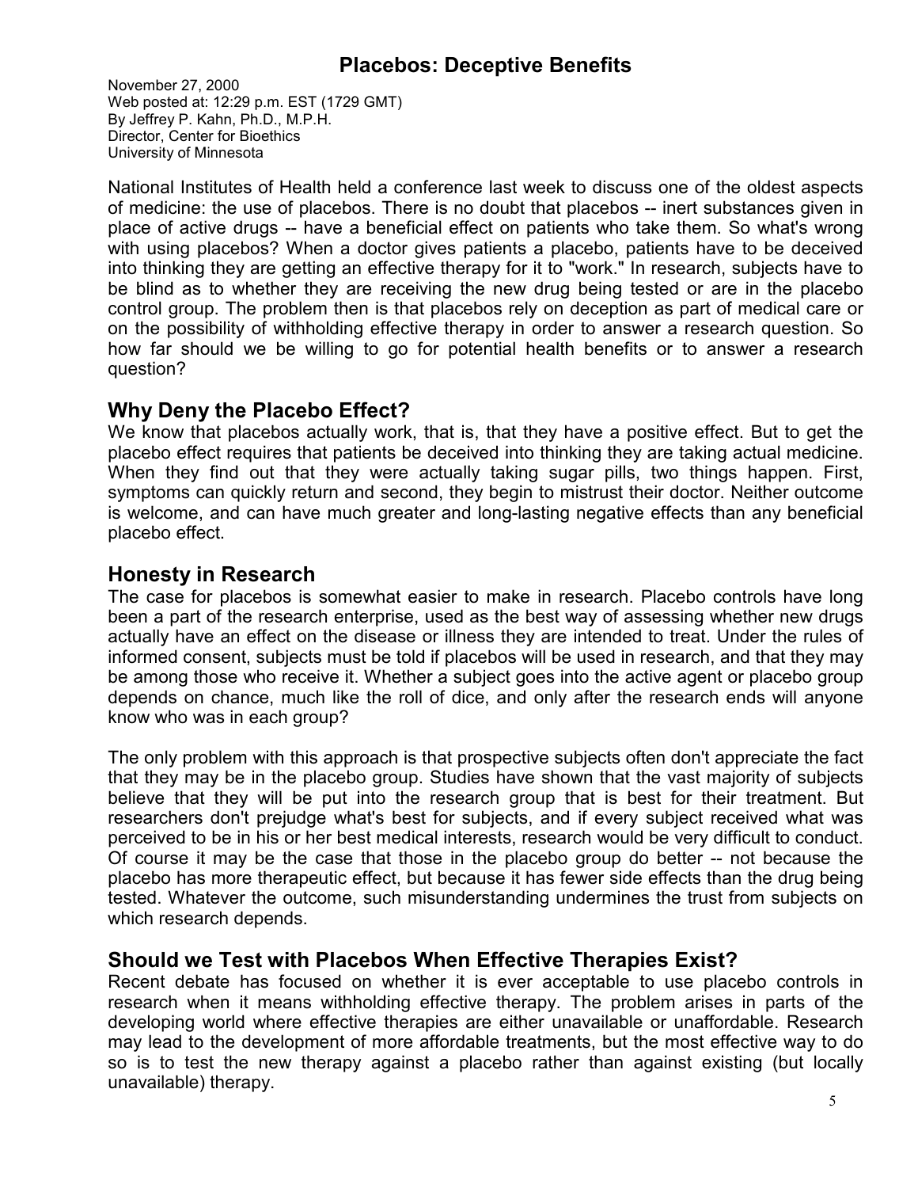# Placebos: Deceptive Benefits

November 27, 2000
Web posted at: 12:29 p.m. EST (1729 GMT)
By Jeffrey P. Kahn, Ph.D., M.P.H.
Director, Center for Bioethics
University of Minnesota

National Institutes of Health held a conference last week to discuss one of the oldest aspects of medicine: the use of placebos. There is no doubt that placebos -- inert substances given in place of active drugs -- have a beneficial effect on patients who take them. So what's wrong with using placebos? When a doctor gives patients a placebo, patients have to be deceived into thinking they are getting an effective therapy for it to "work." In research, subjects have to be blind as to whether they are receiving the new drug being tested or are in the placebo control group. The problem then is that placebos rely on deception as part of medical care or on the possibility of withholding effective therapy in order to answer a research question. So how far should we be willing to go for potential health benefits or to answer a research question?

## Why Deny the Placebo Effect?

We know that placebos actually work, that is, that they have a positive effect. But to get the placebo effect requires that patients be deceived into thinking they are taking actual medicine. When they find out that they were actually taking sugar pills, two things happen. First, symptoms can quickly return and second, they begin to mistrust their doctor. Neither outcome is welcome, and can have much greater and long-lasting negative effects than any beneficial placebo effect.

## Honesty in Research

The case for placebos is somewhat easier to make in research. Placebo controls have long been a part of the research enterprise, used as the best way of assessing whether new drugs actually have an effect on the disease or illness they are intended to treat. Under the rules of informed consent, subjects must be told if placebos will be used in research, and that they may be among those who receive it. Whether a subject goes into the active agent or placebo group depends on chance, much like the roll of dice, and only after the research ends will anyone know who was in each group?

The only problem with this approach is that prospective subjects often don't appreciate the fact that they may be in the placebo group. Studies have shown that the vast majority of subjects believe that they will be put into the research group that is best for their treatment. But researchers don't prejudge what's best for subjects, and if every subject received what was perceived to be in his or her best medical interests, research would be very difficult to conduct. Of course it may be the case that those in the placebo group do better -- not because the placebo has more therapeutic effect, but because it has fewer side effects than the drug being tested. Whatever the outcome, such misunderstanding undermines the trust from subjects on which research depends.

## Should we Test with Placebos When Effective Therapies Exist?

Recent debate has focused on whether it is ever acceptable to use placebo controls in research when it means withholding effective therapy. The problem arises in parts of the developing world where effective therapies are either unavailable or unaffordable. Research may lead to the development of more affordable treatments, but the most effective way to do so is to test the new therapy against a placebo rather than against existing (but locally unavailable) therapy.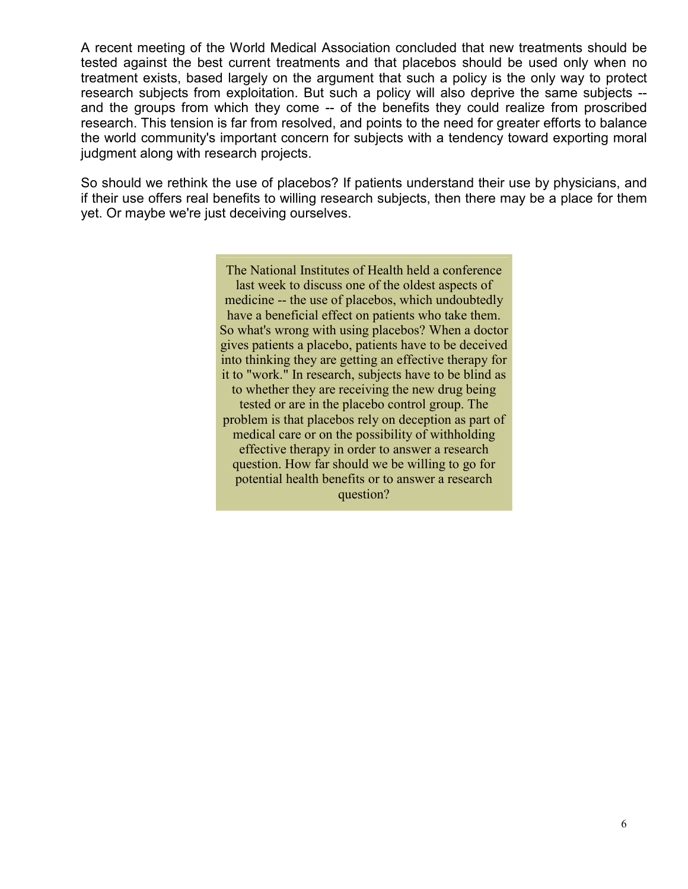A recent meeting of the World Medical Association concluded that new treatments should be tested against the best current treatments and that placebos should be used only when no treatment exists, based largely on the argument that such a policy is the only way to protect research subjects from exploitation. But such a policy will also deprive the same subjects -- and the groups from which they come -- of the benefits they could realize from proscribed research. This tension is far from resolved, and points to the need for greater efforts to balance the world community's important concern for subjects with a tendency toward exporting moral judgment along with research projects.

So should we rethink the use of placebos? If patients understand their use by physicians, and if their use offers real benefits to willing research subjects, then there may be a place for them yet. Or maybe we're just deceiving ourselves.

> The National Institutes of Health held a conference last week to discuss one of the oldest aspects of medicine -- the use of placebos, which undoubtedly have a beneficial effect on patients who take them. So what's wrong with using placebos? When a doctor gives patients a placebo, patients have to be deceived into thinking they are getting an effective therapy for it to "work." In research, subjects have to be blind as to whether they are receiving the new drug being tested or are in the placebo control group. The problem is that placebos rely on deception as part of medical care or on the possibility of withholding effective therapy in order to answer a research question. How far should we be willing to go for potential health benefits or to answer a research question?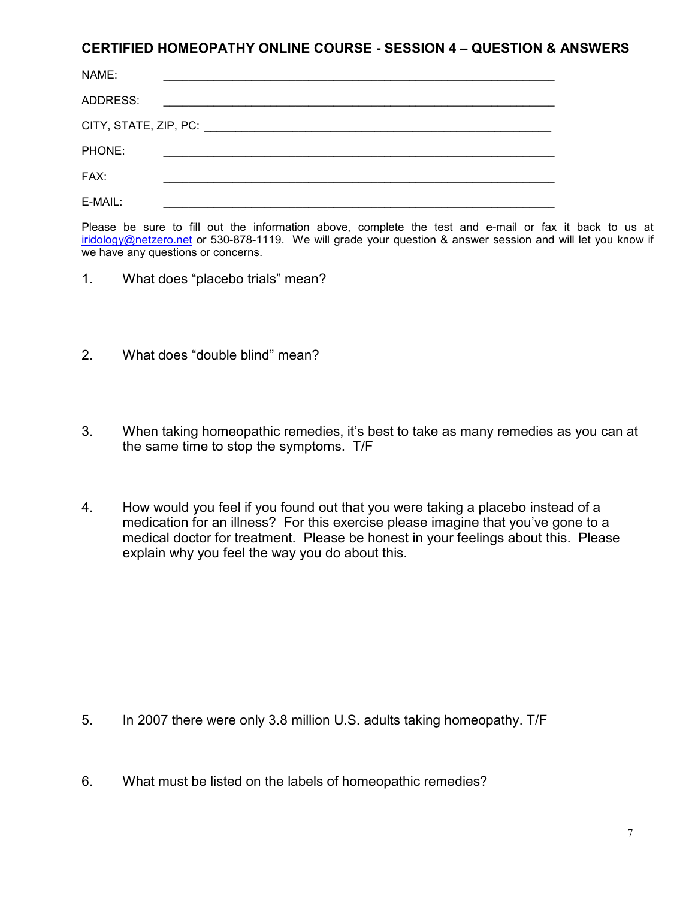## CERTIFIED HOMEOPATHY ONLINE COURSE - SESSION 4 – QUESTION & ANSWERS

NAME: ____________________________________________________________

ADDRESS: ____________________________________________________________

CITY, STATE, ZIP, PC: ______________________________________________________

PHONE: ____________________________________________________________

FAX: ____________________________________________________________

E-MAIL: ____________________________________________________________

Please be sure to fill out the information above, complete the test and e-mail or fax it back to us at iridology@netzero.net or 530-878-1119. We will grade your question & answer session and will let you know if we have any questions or concerns.

1. What does "placebo trials" mean?

2. What does "double blind" mean?

3. When taking homeopathic remedies, it's best to take as many remedies as you can at the same time to stop the symptoms. T/F

4. How would you feel if you found out that you were taking a placebo instead of a medication for an illness? For this exercise please imagine that you've gone to a medical doctor for treatment. Please be honest in your feelings about this. Please explain why you feel the way you do about this.

5. In 2007 there were only 3.8 million U.S. adults taking homeopathy. T/F

6. What must be listed on the labels of homeopathic remedies?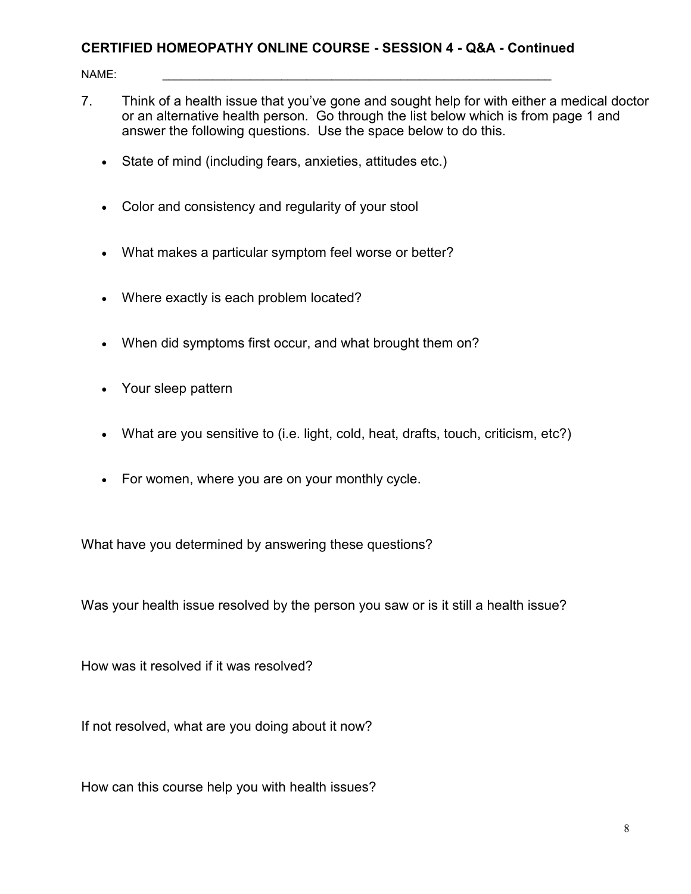## CERTIFIED HOMEOPATHY ONLINE COURSE - SESSION 4 - Q&A - Continued

NAME: ____________________________________________________________

7. Think of a health issue that you've gone and sought help for with either a medical doctor or an alternative health person. Go through the list below which is from page 1 and answer the following questions. Use the space below to do this.

   - State of mind (including fears, anxieties, attitudes etc.)
   - Color and consistency and regularity of your stool
   - What makes a particular symptom feel worse or better?
   - Where exactly is each problem located?
   - When did symptoms first occur, and what brought them on?
   - Your sleep pattern
   - What are you sensitive to (i.e. light, cold, heat, drafts, touch, criticism, etc?)
   - For women, where you are on your monthly cycle.

What have you determined by answering these questions?

Was your health issue resolved by the person you saw or is it still a health issue?

How was it resolved if it was resolved?

If not resolved, what are you doing about it now?

How can this course help you with health issues?